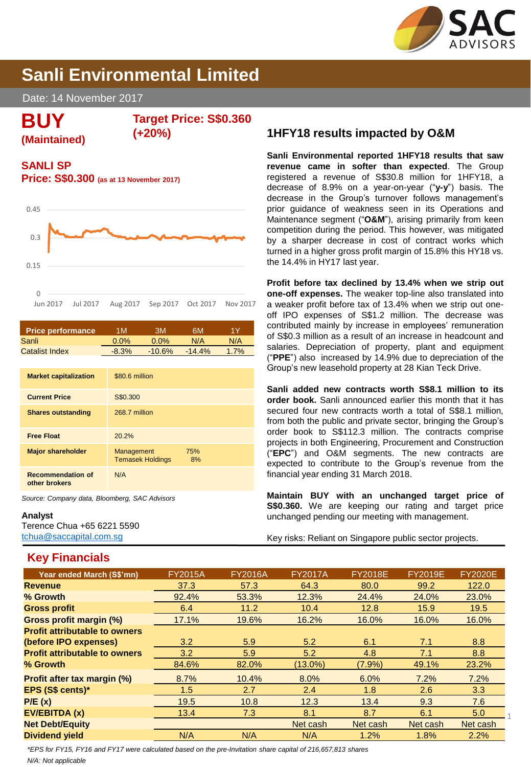# Sanli Environmental Limited

Date: 14 November 2017

**BUY**
**(Maintained)**

**Target Price: S$0.360 (+20%)**

**SANLI SP**
**Price: S$0.300** (as at 13 November 2017)

| Price performance | 1M | 3M | 6M | 1Y |
|---|---|---|---|---|
| Sanli | 0.0% | 0.0% | N/A | N/A |
| Catalist Index | -8.3% | -10.6% | -14.4% | 1.7% |

| | |
|---|---|
| **Market capitalization** | $80.6 million |
| **Current Price** | S$0.300 |
| **Shares outstanding** | 268.7 million |
| **Free Float** | 20.2% |
| **Major shareholder** | Management 75%<br>Temasek Holdings 8% |
| **Recommendation of other brokers** | N/A |

*Source: Company data, Bloomberg, SAC Advisors*

**Analyst**
Terence Chua +65 6221 5590
tchua@saccapital.com.sg

## 1HFY18 results impacted by O&M

**Sanli Environmental reported 1HFY18 results that saw revenue came in softer than expected**. The Group registered a revenue of S$30.8 million for 1HFY18, a decrease of 8.9% on a year-on-year ("**y-y**") basis. The decrease in the Group's turnover follows management's prior guidance of weakness seen in its Operations and Maintenance segment ("**O&M**"), arising primarily from keen competition during the period. This however, was mitigated by a sharper decrease in cost of contract works which turned in a higher gross profit margin of 15.8% this HY18 vs. the 14.4% in HY17 last year.

**Profit before tax declined by 13.4% when we strip out one-off expenses.** The weaker top-line also translated into a weaker profit before tax of 13.4% when we strip out one-off IPO expenses of S$1.2 million. The decrease was contributed mainly by increase in employees' remuneration of S$0.3 million as a result of an increase in headcount and salaries. Depreciation of property, plant and equipment ("**PPE**") also increased by 14.9% due to depreciation of the Group's new leasehold property at 28 Kian Teck Drive.

**Sanli added new contracts worth S$8.1 million to its order book.** Sanli announced earlier this month that it has secured four new contracts worth a total of S$8.1 million, from both the public and private sector, bringing the Group's order book to S$112.3 million. The contracts comprise projects in both Engineering, Procurement and Construction ("**EPC**") and O&M segments. The new contracts are expected to contribute to the Group's revenue from the financial year ending 31 March 2018.

**Maintain BUY with an unchanged target price of S$0.360.** We are keeping our rating and target price unchanged pending our meeting with management.

Key risks: Reliant on Singapore public sector projects.

## Key Financials

| Year ended March (S$'mn) | FY2015A | FY2016A | FY2017A | FY2018E | FY2019E | FY2020E |
|---|---|---|---|---|---|---|
| **Revenue** | 37.3 | 57.3 | 64.3 | 80.0 | 99.2 | 122.0 |
| **% Growth** | 92.4% | 53.3% | 12.3% | 24.4% | 24.0% | 23.0% |
| **Gross profit** | 6.4 | 11.2 | 10.4 | 12.8 | 15.9 | 19.5 |
| **Gross profit margin (%)** | 17.1% | 19.6% | 16.2% | 16.0% | 16.0% | 16.0% |
| **Profit attributable to owners (before IPO expenses)** | 3.2 | 5.9 | 5.2 | 6.1 | 7.1 | 8.8 |
| **Profit attributable to owners** | 3.2 | 5.9 | 5.2 | 4.8 | 7.1 | 8.8 |
| **% Growth** | 84.6% | 82.0% | (13.0%) | (7.9%) | 49.1% | 23.2% |
| **Profit after tax margin (%)** | 8.7% | 10.4% | 8.0% | 6.0% | 7.2% | 7.2% |
| **EPS (S$ cents)*** | 1.5 | 2.7 | 2.4 | 1.8 | 2.6 | 3.3 |
| **P/E (x)** | 19.5 | 10.8 | 12.3 | 13.4 | 9.3 | 7.6 |
| **EV/EBITDA (x)** | 13.4 | 7.3 | 8.1 | 8.7 | 6.1 | 5.0 |
| **Net Debt/Equity** | | | Net cash | Net cash | Net cash | Net cash |
| **Dividend yield** | N/A | N/A | N/A | 1.2% | 1.8% | 2.2% |

*\*EPS for FY15, FY16 and FY17 were calculated based on the pre-Invitation share capital of 216,657,813 shares*
*N/A: Not applicable*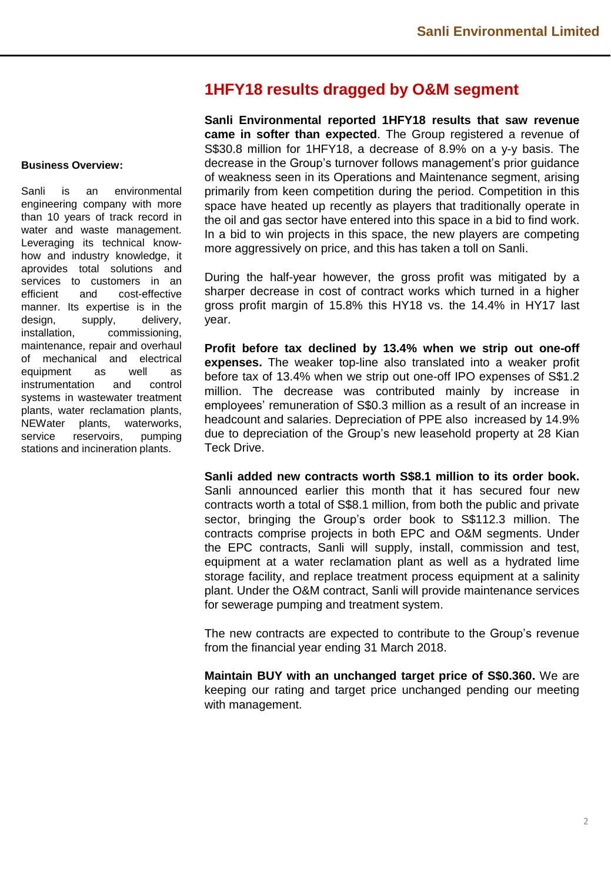## 1HFY18 results dragged by O&M segment

**Business Overview:**

Sanli is an environmental engineering company with more than 10 years of track record in water and waste management. Leveraging its technical know-how and industry knowledge, it aprovides total solutions and services to customers in an efficient and cost-effective manner. Its expertise is in the design, supply, delivery, installation, commissioning, maintenance, repair and overhaul of mechanical and electrical equipment as well as instrumentation and control systems in wastewater treatment plants, water reclamation plants, NEWater plants, waterworks, service reservoirs, pumping stations and incineration plants.

**Sanli Environmental reported 1HFY18 results that saw revenue came in softer than expected**. The Group registered a revenue of S$30.8 million for 1HFY18, a decrease of 8.9% on a y-y basis. The decrease in the Group's turnover follows management's prior guidance of weakness seen in its Operations and Maintenance segment, arising primarily from keen competition during the period. Competition in this space have heated up recently as players that traditionally operate in the oil and gas sector have entered into this space in a bid to find work. In a bid to win projects in this space, the new players are competing more aggressively on price, and this has taken a toll on Sanli.

During the half-year however, the gross profit was mitigated by a sharper decrease in cost of contract works which turned in a higher gross profit margin of 15.8% this HY18 vs. the 14.4% in HY17 last year.

**Profit before tax declined by 13.4% when we strip out one-off expenses.** The weaker top-line also translated into a weaker profit before tax of 13.4% when we strip out one-off IPO expenses of S$1.2 million. The decrease was contributed mainly by increase in employees' remuneration of S$0.3 million as a result of an increase in headcount and salaries. Depreciation of PPE also increased by 14.9% due to depreciation of the Group's new leasehold property at 28 Kian Teck Drive.

**Sanli added new contracts worth S$8.1 million to its order book.** Sanli announced earlier this month that it has secured four new contracts worth a total of S$8.1 million, from both the public and private sector, bringing the Group's order book to S$112.3 million. The contracts comprise projects in both EPC and O&M segments. Under the EPC contracts, Sanli will supply, install, commission and test, equipment at a water reclamation plant as well as a hydrated lime storage facility, and replace treatment process equipment at a salinity plant. Under the O&M contract, Sanli will provide maintenance services for sewerage pumping and treatment system.

The new contracts are expected to contribute to the Group's revenue from the financial year ending 31 March 2018.

**Maintain BUY with an unchanged target price of S$0.360.** We are keeping our rating and target price unchanged pending our meeting with management.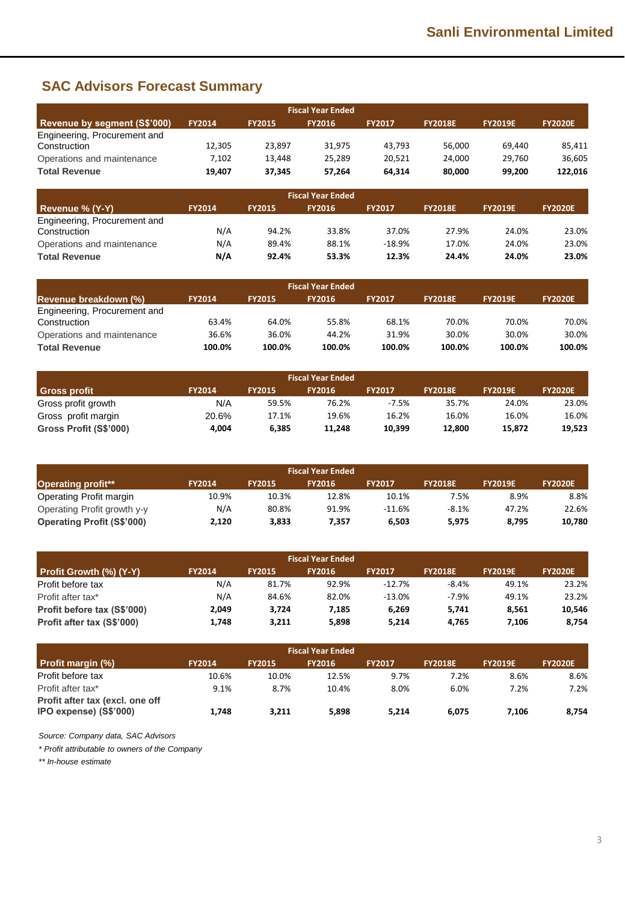## SAC Advisors Forecast Summary

| Revenue by segment (S$'000) | FY2014 | FY2015 | FY2016 | FY2017 | FY2018E | FY2019E | FY2020E |
|---|---|---|---|---|---|---|---|
| | | | Fiscal Year Ended | | | | |
| Engineering, Procurement and Construction | 12,305 | 23,897 | 31,975 | 43,793 | 56,000 | 69,440 | 85,411 |
| Operations and maintenance | 7,102 | 13,448 | 25,289 | 20,521 | 24,000 | 29,760 | 36,605 |
| **Total Revenue** | **19,407** | **37,345** | **57,264** | **64,314** | **80,000** | **99,200** | **122,016** |

| Revenue % (Y-Y) | FY2014 | FY2015 | FY2016 | FY2017 | FY2018E | FY2019E | FY2020E |
|---|---|---|---|---|---|---|---|
| | | | Fiscal Year Ended | | | | |
| Engineering, Procurement and Construction | N/A | 94.2% | 33.8% | 37.0% | 27.9% | 24.0% | 23.0% |
| Operations and maintenance | N/A | 89.4% | 88.1% | -18.9% | 17.0% | 24.0% | 23.0% |
| **Total Revenue** | **N/A** | **92.4%** | **53.3%** | **12.3%** | **24.4%** | **24.0%** | **23.0%** |

| Revenue breakdown (%) | FY2014 | FY2015 | FY2016 | FY2017 | FY2018E | FY2019E | FY2020E |
|---|---|---|---|---|---|---|---|
| | | | Fiscal Year Ended | | | | |
| Engineering, Procurement and Construction | 63.4% | 64.0% | 55.8% | 68.1% | 70.0% | 70.0% | 70.0% |
| Operations and maintenance | 36.6% | 36.0% | 44.2% | 31.9% | 30.0% | 30.0% | 30.0% |
| **Total Revenue** | **100.0%** | **100.0%** | **100.0%** | **100.0%** | **100.0%** | **100.0%** | **100.0%** |

| Gross profit | FY2014 | FY2015 | FY2016 | FY2017 | FY2018E | FY2019E | FY2020E |
|---|---|---|---|---|---|---|---|
| | | | Fiscal Year Ended | | | | |
| Gross profit growth | N/A | 59.5% | 76.2% | -7.5% | 35.7% | 24.0% | 23.0% |
| Gross profit margin | 20.6% | 17.1% | 19.6% | 16.2% | 16.0% | 16.0% | 16.0% |
| **Gross Profit (S$'000)** | **4,004** | **6,385** | **11,248** | **10,399** | **12,800** | **15,872** | **19,523** |

| Operating profit** | FY2014 | FY2015 | FY2016 | FY2017 | FY2018E | FY2019E | FY2020E |
|---|---|---|---|---|---|---|---|
| | | | Fiscal Year Ended | | | | |
| Operating Profit margin | 10.9% | 10.3% | 12.8% | 10.1% | 7.5% | 8.9% | 8.8% |
| Operating Profit growth y-y | N/A | 80.8% | 91.9% | -11.6% | -8.1% | 47.2% | 22.6% |
| **Operating Profit (S$'000)** | **2,120** | **3,833** | **7,357** | **6,503** | **5,975** | **8,795** | **10,780** |

| Profit Growth (%) (Y-Y) | FY2014 | FY2015 | FY2016 | FY2017 | FY2018E | FY2019E | FY2020E |
|---|---|---|---|---|---|---|---|
| | | | Fiscal Year Ended | | | | |
| Profit before tax | N/A | 81.7% | 92.9% | -12.7% | -8.4% | 49.1% | 23.2% |
| Profit after tax* | N/A | 84.6% | 82.0% | -13.0% | -7.9% | 49.1% | 23.2% |
| **Profit before tax (S$'000)** | **2,049** | **3,724** | **7,185** | **6,269** | **5,741** | **8,561** | **10,546** |
| **Profit after tax (S$'000)** | **1,748** | **3,211** | **5,898** | **5,214** | **4,765** | **7,106** | **8,754** |

| Profit margin (%) | FY2014 | FY2015 | FY2016 | FY2017 | FY2018E | FY2019E | FY2020E |
|---|---|---|---|---|---|---|---|
| | | | Fiscal Year Ended | | | | |
| Profit before tax | 10.6% | 10.0% | 12.5% | 9.7% | 7.2% | 8.6% | 8.6% |
| Profit after tax* | 9.1% | 8.7% | 10.4% | 8.0% | 6.0% | 7.2% | 7.2% |
| **Profit after tax (excl. one off IPO expense) (S$'000)** | **1,748** | **3,211** | **5,898** | **5,214** | **6,075** | **7,106** | **8,754** |

*Source: Company data, SAC Advisors*

*\* Profit attributable to owners of the Company*

*\*\* In-house estimate*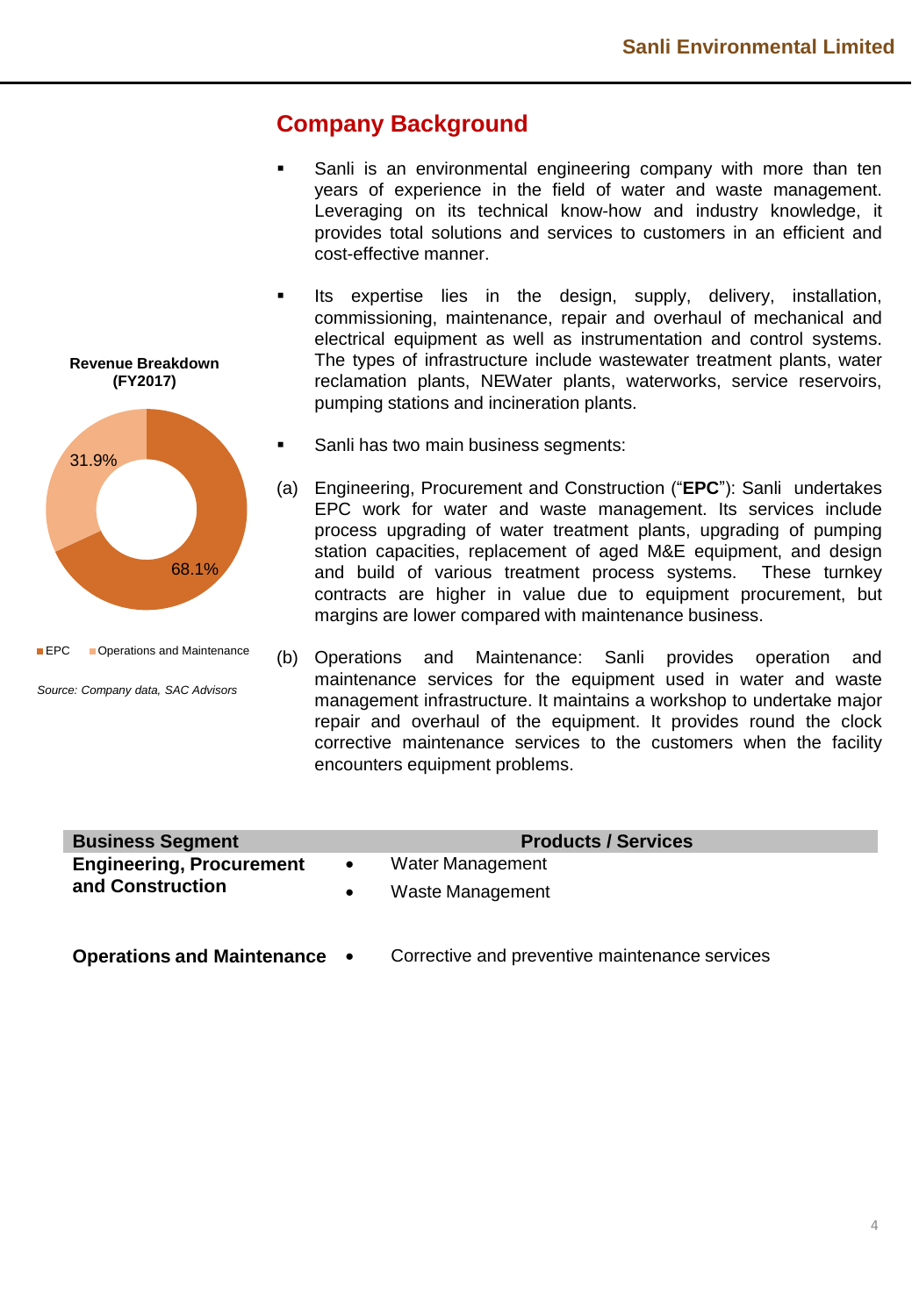## Company Background

- Sanli is an environmental engineering company with more than ten years of experience in the field of water and waste management. Leveraging on its technical know-how and industry knowledge, it provides total solutions and services to customers in an efficient and cost-effective manner.

- Its expertise lies in the design, supply, delivery, installation, commissioning, maintenance, repair and overhaul of mechanical and electrical equipment as well as instrumentation and control systems. The types of infrastructure include wastewater treatment plants, water reclamation plants, NEWater plants, waterworks, service reservoirs, pumping stations and incineration plants.

- Sanli has two main business segments:

(a) Engineering, Procurement and Construction ("**EPC**"): Sanli undertakes EPC work for water and waste management. Its services include process upgrading of water treatment plants, upgrading of pumping station capacities, replacement of aged M&E equipment, and design and build of various treatment process systems. These turnkey contracts are higher in value due to equipment procurement, but margins are lower compared with maintenance business.

(b) Operations and Maintenance: Sanli provides operation and maintenance services for the equipment used in water and waste management infrastructure. It maintains a workshop to undertake major repair and overhaul of the equipment. It provides round the clock corrective maintenance services to the customers when the facility encounters equipment problems.

**Revenue Breakdown (FY2017)**

| Segment | Share |
|---|---|
| EPC | 68.1% |
| Operations and Maintenance | 31.9% |

*Source: Company data, SAC Advisors*

| Business Segment | Products / Services |
|---|---|
| **Engineering, Procurement and Construction** | • Water Management<br>• Waste Management |
| **Operations and Maintenance** | • Corrective and preventive maintenance services |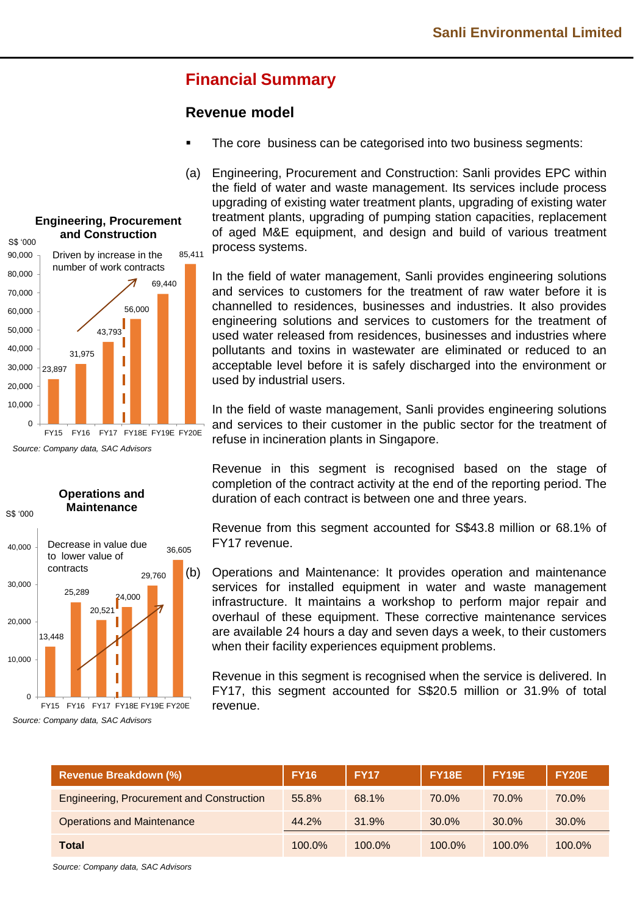## Financial Summary

### Revenue model

- The core business can be categorised into two business segments:

(a) Engineering, Procurement and Construction: Sanli provides EPC within the field of water and waste management. Its services include process upgrading of existing water treatment plants, upgrading of existing water treatment plants, upgrading of pumping station capacities, replacement of aged M&E equipment, and design and build of various treatment process systems.

In the field of water management, Sanli provides engineering solutions and services to customers for the treatment of raw water before it is channelled to residences, businesses and industries. It also provides engineering solutions and services to customers for the treatment of used water released from residences, businesses and industries where pollutants and toxins in wastewater are eliminated or reduced to an acceptable level before it is safely discharged into the environment or used by industrial users.

In the field of waste management, Sanli provides engineering solutions and services to their customer in the public sector for the treatment of refuse in incineration plants in Singapore.

Revenue in this segment is recognised based on the stage of completion of the contract activity at the end of the reporting period. The duration of each contract is between one and three years.

Revenue from this segment accounted for S$43.8 million or 68.1% of FY17 revenue.

**Engineering, Procurement and Construction**

S$ '000

Driven by increase in the number of work contracts

| | FY15 | FY16 | FY17 | FY18E | FY19E | FY20E |
|---|---|---|---|---|---|---|
| EPC | 23,897 | 31,975 | 43,793 | 56,000 | 69,440 | 85,411 |

*Source: Company data, SAC Advisors*

(b) Operations and Maintenance: It provides operation and maintenance services for installed equipment in water and waste management infrastructure. It maintains a workshop to perform major repair and overhaul of these equipment. These corrective maintenance services are available 24 hours a day and seven days a week, to their customers when their facility experiences equipment problems.

Revenue in this segment is recognised when the service is delivered. In FY17, this segment accounted for S$20.5 million or 31.9% of total revenue.

**Operations and Maintenance**

S$ '000

Decrease in value due to lower value of contracts

| | FY15 | FY16 | FY17 | FY18E | FY19E | FY20E |
|---|---|---|---|---|---|---|
| O&M | 13,448 | 25,289 | 20,521 | 24,000 | 29,760 | 36,605 |

*Source: Company data, SAC Advisors*

| Revenue Breakdown (%) | FY16 | FY17 | FY18E | FY19E | FY20E |
|---|---|---|---|---|---|
| Engineering, Procurement and Construction | 55.8% | 68.1% | 70.0% | 70.0% | 70.0% |
| Operations and Maintenance | 44.2% | 31.9% | 30.0% | 30.0% | 30.0% |
| **Total** | 100.0% | 100.0% | 100.0% | 100.0% | 100.0% |

*Source: Company data, SAC Advisors*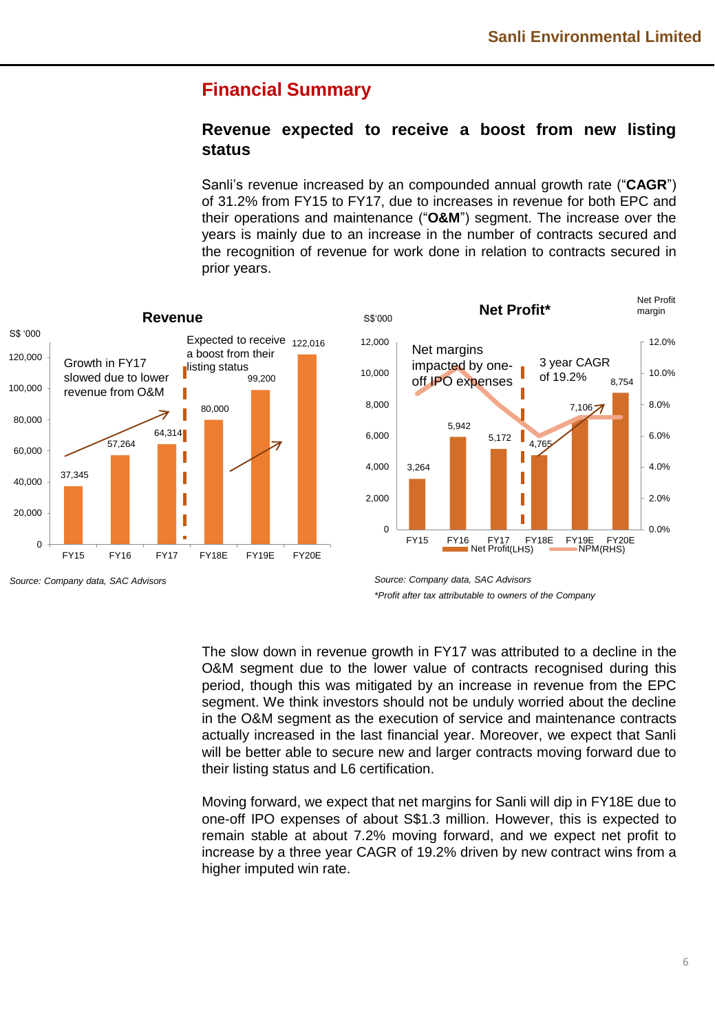## Financial Summary

### Revenue expected to receive a boost from new listing status

Sanli's revenue increased by an compounded annual growth rate ("**CAGR**") of 31.2% from FY15 to FY17, due to increases in revenue for both EPC and their operations and maintenance ("**O&M**") segment. The increase over the years is mainly due to an increase in the number of contracts secured and the recognition of revenue for work done in relation to contracts secured in prior years.

**Revenue**

S$ '000

| | FY15 | FY16 | FY17 | FY18E | FY19E | FY20E |
|---|---|---|---|---|---|---|
| Revenue | 37,345 | 57,264 | 64,314 | 80,000 | 99,200 | 122,016 |

Growth in FY17 slowed due to lower revenue from O&M

Expected to receive a boost from their listing status

*Source: Company data, SAC Advisors*

**Net Profit***

S$'000

| | FY15 | FY16 | FY17 | FY18E | FY19E | FY20E |
|---|---|---|---|---|---|---|
| Net Profit (LHS) | 3,264 | 5,942 | 5,172 | 4,765 | 7,106 | 8,754 |

Net margins impacted by one-off IPO expenses

3 year CAGR of 19.2%

*Source: Company data, SAC Advisors*

*\*Profit after tax attributable to owners of the Company*

The slow down in revenue growth in FY17 was attributed to a decline in the O&M segment due to the lower value of contracts recognised during this period, though this was mitigated by an increase in revenue from the EPC segment. We think investors should not be unduly worried about the decline in the O&M segment as the execution of service and maintenance contracts actually increased in the last financial year. Moreover, we expect that Sanli will be better able to secure new and larger contracts moving forward due to their listing status and L6 certification.

Moving forward, we expect that net margins for Sanli will dip in FY18E due to one-off IPO expenses of about S$1.3 million. However, this is expected to remain stable at about 7.2% moving forward, and we expect net profit to increase by a three year CAGR of 19.2% driven by new contract wins from a higher imputed win rate.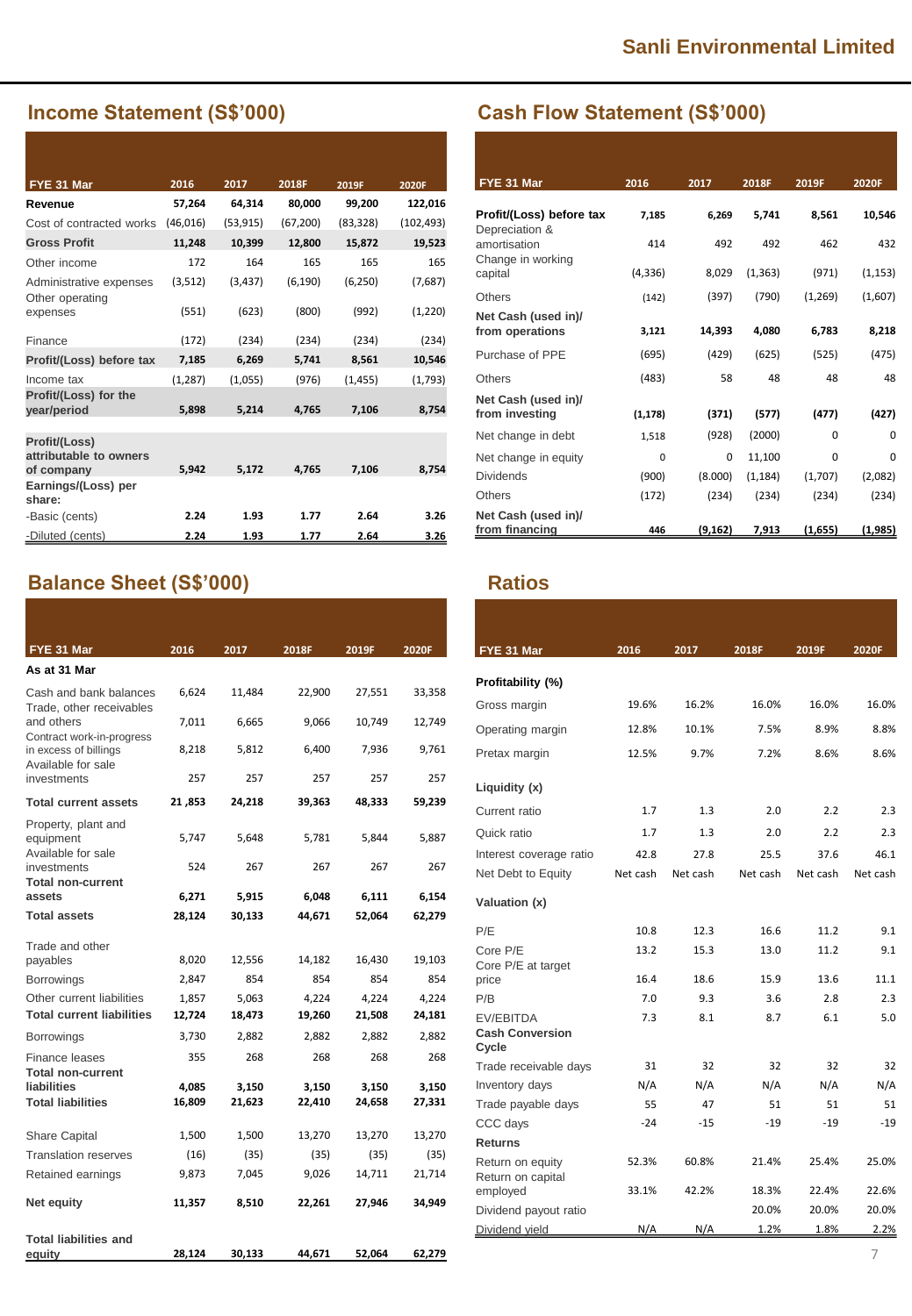# Sanli Environmental Limited

## Income Statement (S$'000)

| FYE 31 Mar | 2016 | 2017 | 2018F | 2019F | 2020F |
|---|---|---|---|---|---|
| **Revenue** | **57,264** | **64,314** | **80,000** | **99,200** | **122,016** |
| Cost of contracted works | (46,016) | (53,915) | (67,200) | (83,328) | (102,493) |
| **Gross Profit** | **11,248** | **10,399** | **12,800** | **15,872** | **19,523** |
| Other income | 172 | 164 | 165 | 165 | 165 |
| Administrative expenses | (3,512) | (3,437) | (6,190) | (6,250) | (7,687) |
| Other operating expenses | (551) | (623) | (800) | (992) | (1,220) |
| Finance | (172) | (234) | (234) | (234) | (234) |
| **Profit/(Loss) before tax** | **7,185** | **6,269** | **5,741** | **8,561** | **10,546** |
| Income tax | (1,287) | (1,055) | (976) | (1,455) | (1,793) |
| **Profit/(Loss) for the year/period** | **5,898** | **5,214** | **4,765** | **7,106** | **8,754** |
| **Profit/(Loss) attributable to owners of company** | **5,942** | **5,172** | **4,765** | **7,106** | **8,754** |
| **Earnings/(Loss) per share:** | | | | | |
| -Basic (cents) | **2.24** | **1.93** | **1.77** | **2.64** | **3.26** |
| -Diluted (cents) | **2.24** | **1.93** | **1.77** | **2.64** | **3.26** |

## Cash Flow Statement (S$'000)

| FYE 31 Mar | 2016 | 2017 | 2018F | 2019F | 2020F |
|---|---|---|---|---|---|
| **Profit/(Loss) before tax** | **7,185** | **6,269** | **5,741** | **8,561** | **10,546** |
| Depreciation & amortisation | 414 | 492 | 492 | 462 | 432 |
| Change in working capital | (4,336) | 8,029 | (1,363) | (971) | (1,153) |
| Others | (142) | (397) | (790) | (1,269) | (1,607) |
| **Net Cash (used in)/ from operations** | **3,121** | **14,393** | **4,080** | **6,783** | **8,218** |
| Purchase of PPE | (695) | (429) | (625) | (525) | (475) |
| Others | (483) | 58 | 48 | 48 | 48 |
| **Net Cash (used in)/ from investing** | **(1,178)** | **(371)** | **(577)** | **(477)** | **(427)** |
| Net change in debt | 1,518 | (928) | (2000) | 0 | 0 |
| Net change in equity | 0 | 0 | 11,100 | 0 | 0 |
| Dividends | (900) | (8.000) | (1,184) | (1,707) | (2,082) |
| Others | (172) | (234) | (234) | (234) | (234) |
| **Net Cash (used in)/ from financing** | **446** | **(9,162)** | **7,913** | **(1,655)** | **(1,985)** |

## Balance Sheet (S$'000)

| FYE 31 Mar | 2016 | 2017 | 2018F | 2019F | 2020F |
|---|---|---|---|---|---|
| **As at 31 Mar** | | | | | |
| Cash and bank balances | 6,624 | 11,484 | 22,900 | 27,551 | 33,358 |
| Trade, other receivables and others | 7,011 | 6,665 | 9,066 | 10,749 | 12,749 |
| Contract work-in-progress in excess of billings | 8,218 | 5,812 | 6,400 | 7,936 | 9,761 |
| Available for sale investments | 257 | 257 | 257 | 257 | 257 |
| **Total current assets** | **21 ,853** | **24,218** | **39,363** | **48,333** | **59,239** |
| Property, plant and equipment | 5,747 | 5,648 | 5,781 | 5,844 | 5,887 |
| Available for sale investments | 524 | 267 | 267 | 267 | 267 |
| **Total non-current assets** | **6,271** | **5,915** | **6,048** | **6,111** | **6,154** |
| **Total assets** | **28,124** | **30,133** | **44,671** | **52,064** | **62,279** |
| Trade and other payables | 8,020 | 12,556 | 14,182 | 16,430 | 19,103 |
| Borrowings | 2,847 | 854 | 854 | 854 | 854 |
| Other current liabilities | 1,857 | 5,063 | 4,224 | 4,224 | 4,224 |
| **Total current liabilities** | **12,724** | **18,473** | **19,260** | **21,508** | **24,181** |
| Borrowings | 3,730 | 2,882 | 2,882 | 2,882 | 2,882 |
| Finance leases | 355 | 268 | 268 | 268 | 268 |
| **Total non-current liabilities** | **4,085** | **3,150** | **3,150** | **3,150** | **3,150** |
| **Total liabilities** | **16,809** | **21,623** | **22,410** | **24,658** | **27,331** |
| Share Capital | 1,500 | 1,500 | 13,270 | 13,270 | 13,270 |
| Translation reserves | (16) | (35) | (35) | (35) | (35) |
| Retained earnings | 9,873 | 7,045 | 9,026 | 14,711 | 21,714 |
| **Net equity** | **11,357** | **8,510** | **22,261** | **27,946** | **34,949** |
| **Total liabilities and equity** | **28,124** | **30,133** | **44,671** | **52,064** | **62,279** |

## Ratios

| FYE 31 Mar | 2016 | 2017 | 2018F | 2019F | 2020F |
|---|---|---|---|---|---|
| **Profitability (%)** | | | | | |
| Gross margin | 19.6% | 16.2% | 16.0% | 16.0% | 16.0% |
| Operating margin | 12.8% | 10.1% | 7.5% | 8.9% | 8.8% |
| Pretax margin | 12.5% | 9.7% | 7.2% | 8.6% | 8.6% |
| **Liquidity (x)** | | | | | |
| Current ratio | 1.7 | 1.3 | 2.0 | 2.2 | 2.3 |
| Quick ratio | 1.7 | 1.3 | 2.0 | 2.2 | 2.3 |
| Interest coverage ratio | 42.8 | 27.8 | 25.5 | 37.6 | 46.1 |
| Net Debt to Equity | Net cash | Net cash | Net cash | Net cash | Net cash |
| **Valuation (x)** | | | | | |
| P/E | 10.8 | 12.3 | 16.6 | 11.2 | 9.1 |
| Core P/E | 13.2 | 15.3 | 13.0 | 11.2 | 9.1 |
| Core P/E at target price | 16.4 | 18.6 | 15.9 | 13.6 | 11.1 |
| P/B | 7.0 | 9.3 | 3.6 | 2.8 | 2.3 |
| EV/EBITDA | 7.3 | 8.1 | 8.7 | 6.1 | 5.0 |
| **Cash Conversion Cycle** | | | | | |
| Trade receivable days | 31 | 32 | 32 | 32 | 32 |
| Inventory days | N/A | N/A | N/A | N/A | N/A |
| Trade payable days | 55 | 47 | 51 | 51 | 51 |
| CCC days | -24 | -15 | -19 | -19 | -19 |
| **Returns** | | | | | |
| Return on equity | 52.3% | 60.8% | 21.4% | 25.4% | 25.0% |
| Return on capital employed | 33.1% | 42.2% | 18.3% | 22.4% | 22.6% |
| Dividend payout ratio | | | 20.0% | 20.0% | 20.0% |
| Dividend yield | N/A | N/A | 1.2% | 1.8% | 2.2% |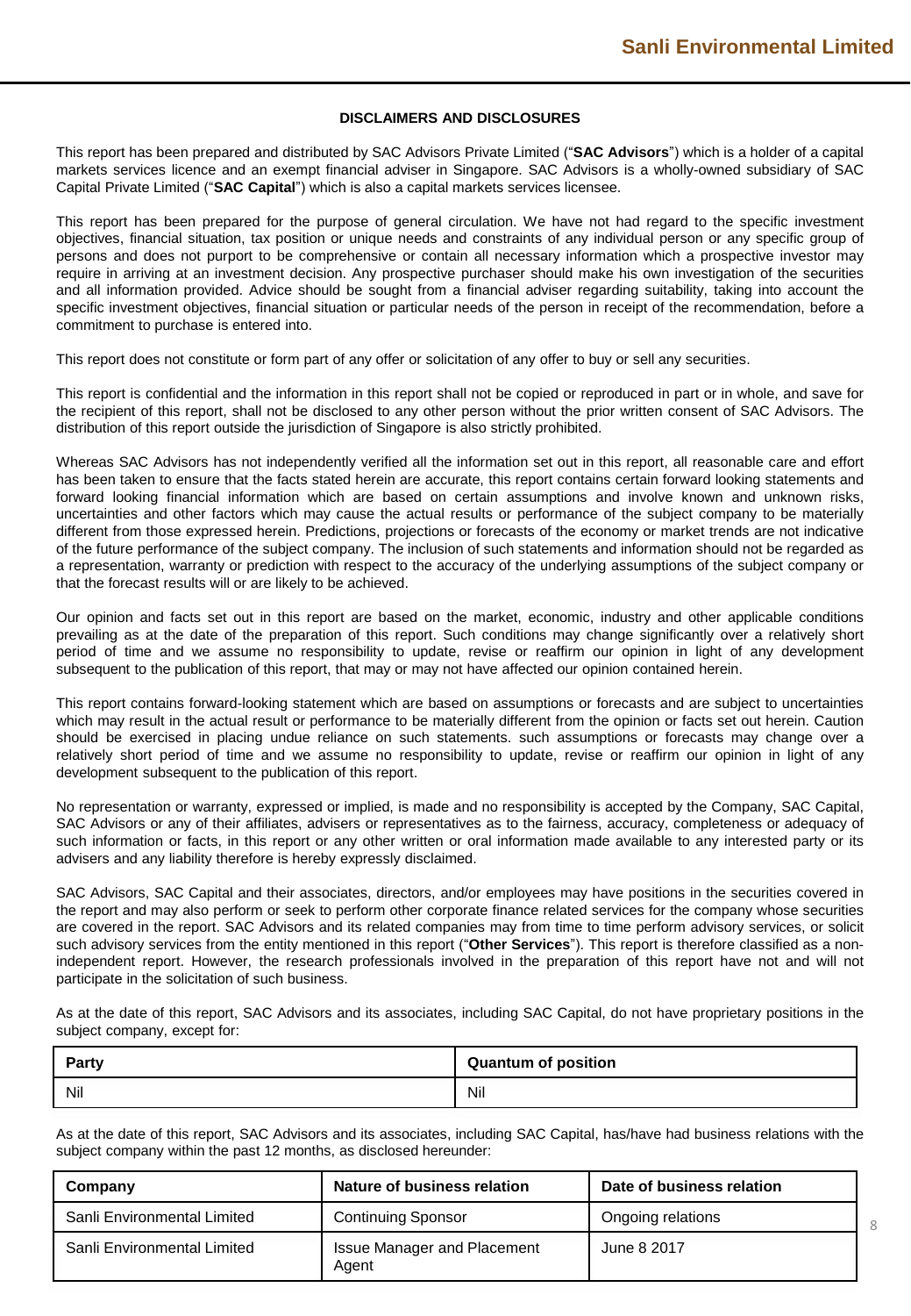## DISCLAIMERS AND DISCLOSURES

This report has been prepared and distributed by SAC Advisors Private Limited ("**SAC Advisors**") which is a holder of a capital markets services licence and an exempt financial adviser in Singapore. SAC Advisors is a wholly-owned subsidiary of SAC Capital Private Limited ("**SAC Capital**") which is also a capital markets services licensee.

This report has been prepared for the purpose of general circulation. We have not had regard to the specific investment objectives, financial situation, tax position or unique needs and constraints of any individual person or any specific group of persons and does not purport to be comprehensive or contain all necessary information which a prospective investor may require in arriving at an investment decision. Any prospective purchaser should make his own investigation of the securities and all information provided. Advice should be sought from a financial adviser regarding suitability, taking into account the specific investment objectives, financial situation or particular needs of the person in receipt of the recommendation, before a commitment to purchase is entered into.

This report does not constitute or form part of any offer or solicitation of any offer to buy or sell any securities.

This report is confidential and the information in this report shall not be copied or reproduced in part or in whole, and save for the recipient of this report, shall not be disclosed to any other person without the prior written consent of SAC Advisors. The distribution of this report outside the jurisdiction of Singapore is also strictly prohibited.

Whereas SAC Advisors has not independently verified all the information set out in this report, all reasonable care and effort has been taken to ensure that the facts stated herein are accurate, this report contains certain forward looking statements and forward looking financial information which are based on certain assumptions and involve known and unknown risks, uncertainties and other factors which may cause the actual results or performance of the subject company to be materially different from those expressed herein. Predictions, projections or forecasts of the economy or market trends are not indicative of the future performance of the subject company. The inclusion of such statements and information should not be regarded as a representation, warranty or prediction with respect to the accuracy of the underlying assumptions of the subject company or that the forecast results will or are likely to be achieved.

Our opinion and facts set out in this report are based on the market, economic, industry and other applicable conditions prevailing as at the date of the preparation of this report. Such conditions may change significantly over a relatively short period of time and we assume no responsibility to update, revise or reaffirm our opinion in light of any development subsequent to the publication of this report, that may or may not have affected our opinion contained herein.

This report contains forward-looking statement which are based on assumptions or forecasts and are subject to uncertainties which may result in the actual result or performance to be materially different from the opinion or facts set out herein. Caution should be exercised in placing undue reliance on such statements. such assumptions or forecasts may change over a relatively short period of time and we assume no responsibility to update, revise or reaffirm our opinion in light of any development subsequent to the publication of this report.

No representation or warranty, expressed or implied, is made and no responsibility is accepted by the Company, SAC Capital, SAC Advisors or any of their affiliates, advisers or representatives as to the fairness, accuracy, completeness or adequacy of such information or facts, in this report or any other written or oral information made available to any interested party or its advisers and any liability therefore is hereby expressly disclaimed.

SAC Advisors, SAC Capital and their associates, directors, and/or employees may have positions in the securities covered in the report and may also perform or seek to perform other corporate finance related services for the company whose securities are covered in the report. SAC Advisors and its related companies may from time to time perform advisory services, or solicit such advisory services from the entity mentioned in this report ("**Other Services**"). This report is therefore classified as a non-independent report. However, the research professionals involved in the preparation of this report have not and will not participate in the solicitation of such business.

As at the date of this report, SAC Advisors and its associates, including SAC Capital, do not have proprietary positions in the subject company, except for:

| Party | Quantum of position |
|---|---|
| Nil | Nil |

As at the date of this report, SAC Advisors and its associates, including SAC Capital, has/have had business relations with the subject company within the past 12 months, as disclosed hereunder:

| Company | Nature of business relation | Date of business relation |
|---|---|---|
| Sanli Environmental Limited | Continuing Sponsor | Ongoing relations |
| Sanli Environmental Limited | Issue Manager and Placement Agent | June 8 2017 |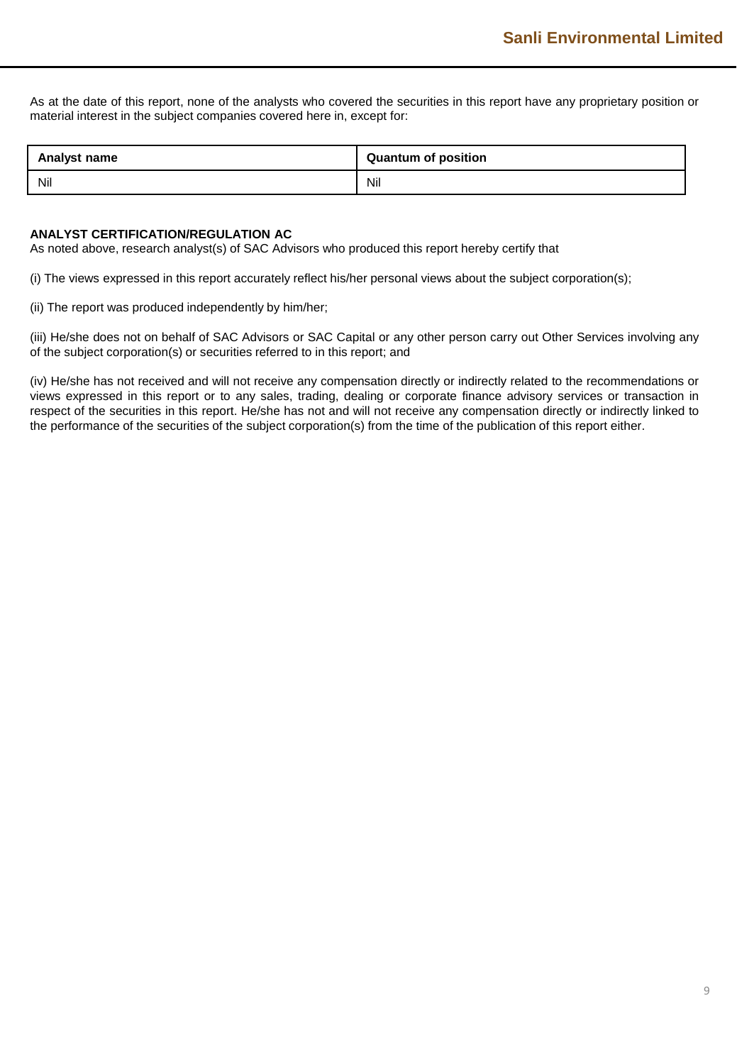As at the date of this report, none of the analysts who covered the securities in this report have any proprietary position or material interest in the subject companies covered here in, except for:

| Analyst name | Quantum of position |
| --- | --- |
| Nil | Nil |

**ANALYST CERTIFICATION/REGULATION AC**

As noted above, research analyst(s) of SAC Advisors who produced this report hereby certify that

(i) The views expressed in this report accurately reflect his/her personal views about the subject corporation(s);

(ii) The report was produced independently by him/her;

(iii) He/she does not on behalf of SAC Advisors or SAC Capital or any other person carry out Other Services involving any of the subject corporation(s) or securities referred to in this report; and

(iv) He/she has not received and will not receive any compensation directly or indirectly related to the recommendations or views expressed in this report or to any sales, trading, dealing or corporate finance advisory services or transaction in respect of the securities in this report. He/she has not and will not receive any compensation directly or indirectly linked to the performance of the securities of the subject corporation(s) from the time of the publication of this report either.